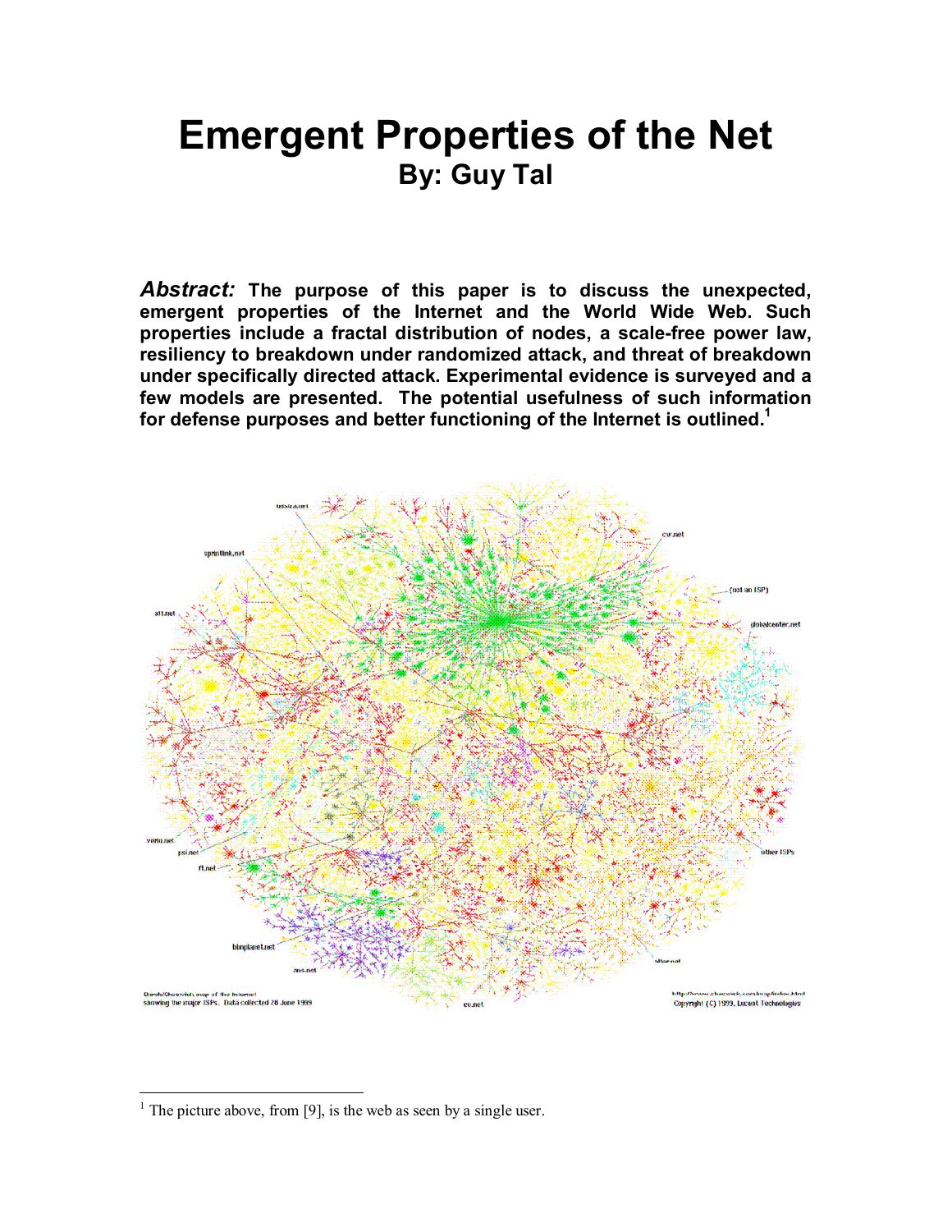# Emergent Properties of the Net

## By: Guy Tal

***Abstract:*** **The purpose of this paper is to discuss the unexpected, emergent properties of the Internet and the World Wide Web. Such properties include a fractal distribution of nodes, a scale-free power law, resiliency to breakdown under randomized attack, and threat of breakdown under specifically directed attack. Experimental evidence is surveyed and a few models are presented. The potential usefulness of such information for defense purposes and better functioning of the Internet is outlined.**[1]

---

[1] The picture above, from [9], is the web as seen by a single user.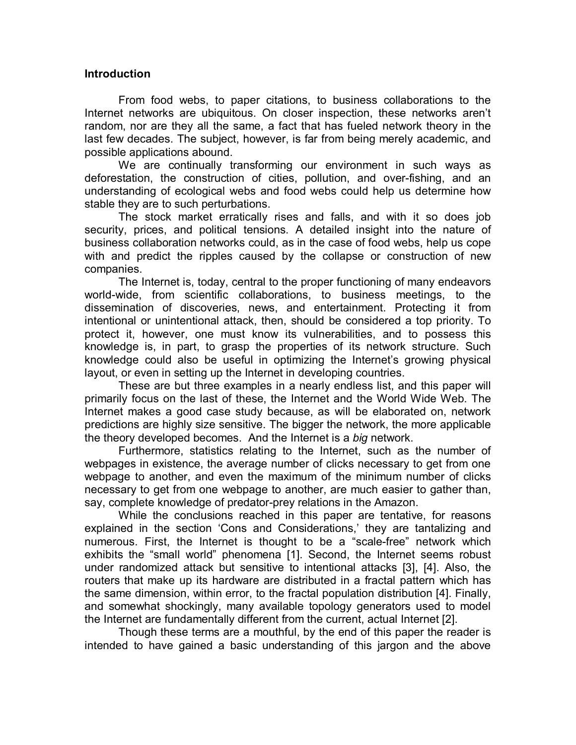## Introduction

From food webs, to paper citations, to business collaborations to the Internet networks are ubiquitous. On closer inspection, these networks aren't random, nor are they all the same, a fact that has fueled network theory in the last few decades. The subject, however, is far from being merely academic, and possible applications abound.

We are continually transforming our environment in such ways as deforestation, the construction of cities, pollution, and over-fishing, and an understanding of ecological webs and food webs could help us determine how stable they are to such perturbations.

The stock market erratically rises and falls, and with it so does job security, prices, and political tensions. A detailed insight into the nature of business collaboration networks could, as in the case of food webs, help us cope with and predict the ripples caused by the collapse or construction of new companies.

The Internet is, today, central to the proper functioning of many endeavors world-wide, from scientific collaborations, to business meetings, to the dissemination of discoveries, news, and entertainment. Protecting it from intentional or unintentional attack, then, should be considered a top priority. To protect it, however, one must know its vulnerabilities, and to possess this knowledge is, in part, to grasp the properties of its network structure. Such knowledge could also be useful in optimizing the Internet's growing physical layout, or even in setting up the Internet in developing countries.

These are but three examples in a nearly endless list, and this paper will primarily focus on the last of these, the Internet and the World Wide Web. The Internet makes a good case study because, as will be elaborated on, network predictions are highly size sensitive. The bigger the network, the more applicable the theory developed becomes. And the Internet is a *big* network.

Furthermore, statistics relating to the Internet, such as the number of webpages in existence, the average number of clicks necessary to get from one webpage to another, and even the maximum of the minimum number of clicks necessary to get from one webpage to another, are much easier to gather than, say, complete knowledge of predator-prey relations in the Amazon.

While the conclusions reached in this paper are tentative, for reasons explained in the section 'Cons and Considerations,' they are tantalizing and numerous. First, the Internet is thought to be a "scale-free" network which exhibits the "small world" phenomena [1]. Second, the Internet seems robust under randomized attack but sensitive to intentional attacks [3], [4]. Also, the routers that make up its hardware are distributed in a fractal pattern which has the same dimension, within error, to the fractal population distribution [4]. Finally, and somewhat shockingly, many available topology generators used to model the Internet are fundamentally different from the current, actual Internet [2].

Though these terms are a mouthful, by the end of this paper the reader is intended to have gained a basic understanding of this jargon and the above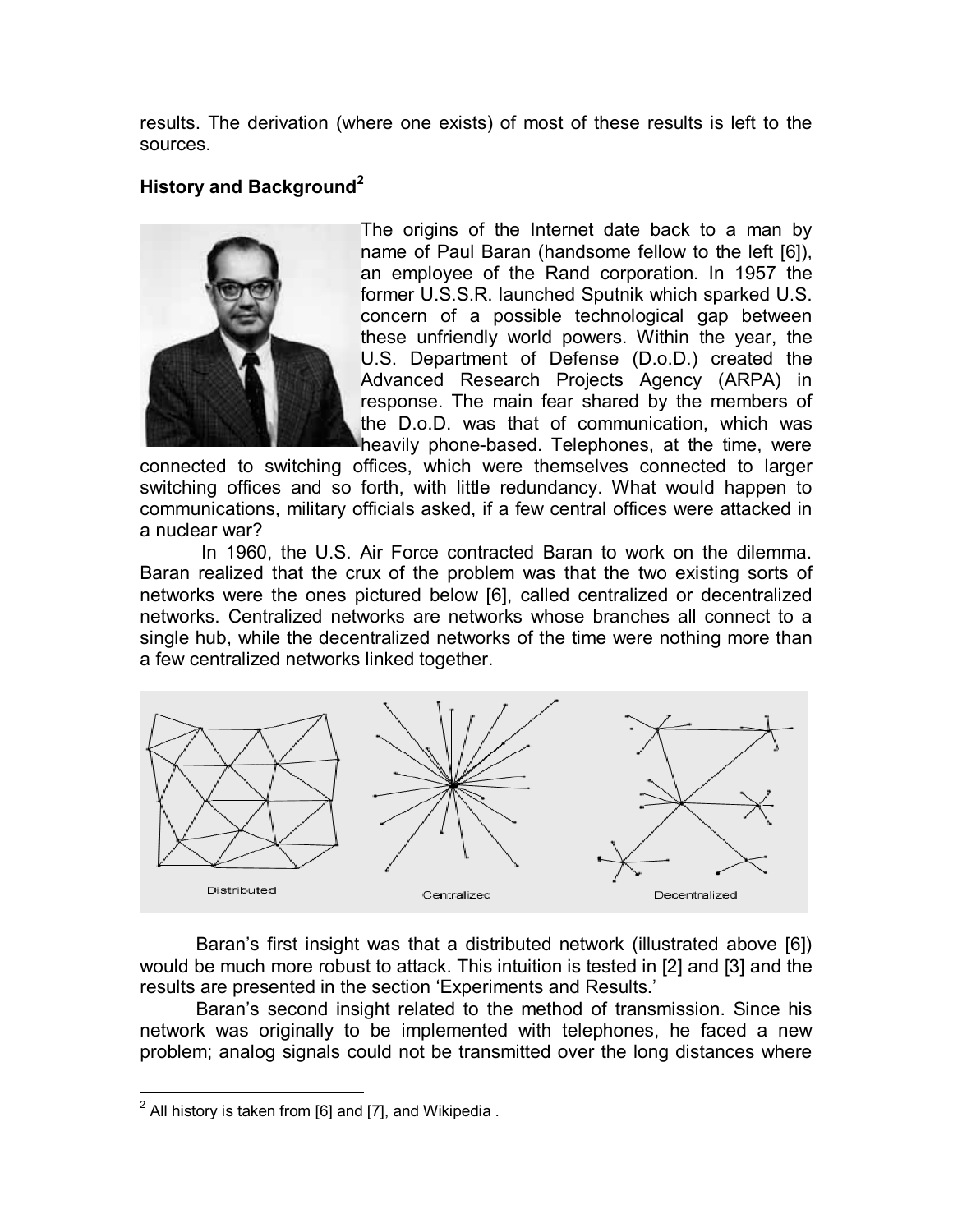results. The derivation (where one exists) of most of these results is left to the sources.

## History and Background[2]

The origins of the Internet date back to a man by name of Paul Baran (handsome fellow to the left [6]), an employee of the Rand corporation. In 1957 the former U.S.S.R. launched Sputnik which sparked U.S. concern of a possible technological gap between these unfriendly world powers. Within the year, the U.S. Department of Defense (D.o.D.) created the Advanced Research Projects Agency (ARPA) in response. The main fear shared by the members of the D.o.D. was that of communication, which was heavily phone-based. Telephones, at the time, were connected to switching offices, which were themselves connected to larger switching offices and so forth, with little redundancy. What would happen to communications, military officials asked, if a few central offices were attacked in a nuclear war?

In 1960, the U.S. Air Force contracted Baran to work on the dilemma. Baran realized that the crux of the problem was that the two existing sorts of networks were the ones pictured below [6], called centralized or decentralized networks. Centralized networks are networks whose branches all connect to a single hub, while the decentralized networks of the time were nothing more than a few centralized networks linked together.

Distributed    Centralized    Decentralized

Baran's first insight was that a distributed network (illustrated above [6]) would be much more robust to attack. This intuition is tested in [2] and [3] and the results are presented in the section 'Experiments and Results.'

Baran's second insight related to the method of transmission. Since his network was originally to be implemented with telephones, he faced a new problem; analog signals could not be transmitted over the long distances where

---

[2] All history is taken from [6] and [7], and Wikipedia .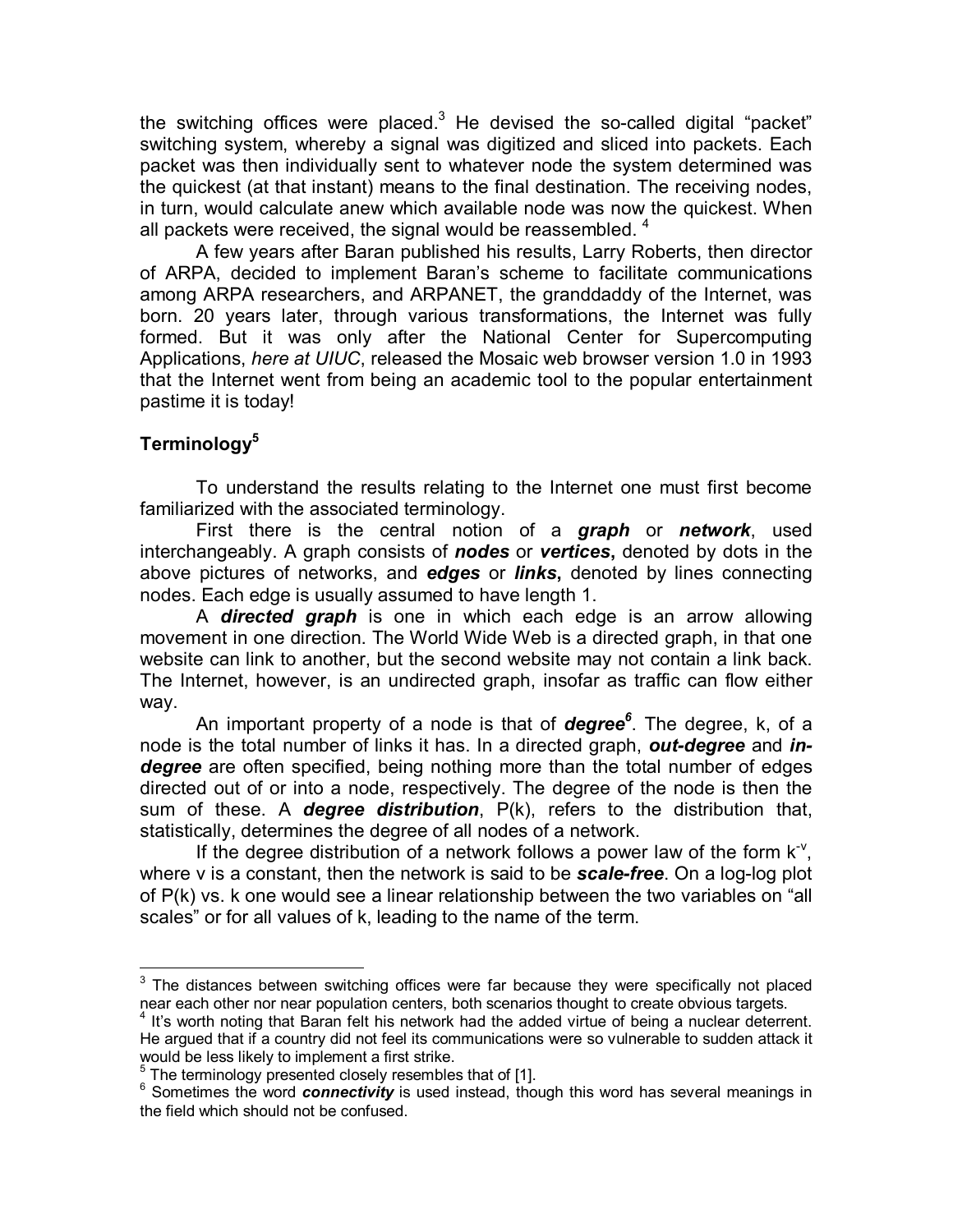the switching offices were placed.[3] He devised the so-called digital "packet" switching system, whereby a signal was digitized and sliced into packets. Each packet was then individually sent to whatever node the system determined was the quickest (at that instant) means to the final destination. The receiving nodes, in turn, would calculate anew which available node was now the quickest. When all packets were received, the signal would be reassembled. [4]

A few years after Baran published his results, Larry Roberts, then director of ARPA, decided to implement Baran's scheme to facilitate communications among ARPA researchers, and ARPANET, the granddaddy of the Internet, was born. 20 years later, through various transformations, the Internet was fully formed. But it was only after the National Center for Supercomputing Applications, *here at UIUC*, released the Mosaic web browser version 1.0 in 1993 that the Internet went from being an academic tool to the popular entertainment pastime it is today!

## Terminology[5]

To understand the results relating to the Internet one must first become familiarized with the associated terminology.

First there is the central notion of a ***graph*** or ***network***, used interchangeably. A graph consists of ***nodes*** or ***vertices***, denoted by dots in the above pictures of networks, and ***edges*** or ***links***, denoted by lines connecting nodes. Each edge is usually assumed to have length 1.

A ***directed graph*** is one in which each edge is an arrow allowing movement in one direction. The World Wide Web is a directed graph, in that one website can link to another, but the second website may not contain a link back. The Internet, however, is an undirected graph, insofar as traffic can flow either way.

An important property of a node is that of ***degree***[6]. The degree, k, of a node is the total number of links it has. In a directed graph, ***out-degree*** and ***in-degree*** are often specified, being nothing more than the total number of edges directed out of or into a node, respectively. The degree of the node is then the sum of these. A ***degree distribution***, P(k), refers to the distribution that, statistically, determines the degree of all nodes of a network.

If the degree distribution of a network follows a power law of the form $k^{-v}$, where v is a constant, then the network is said to be ***scale-free***. On a log-log plot of P(k) vs. k one would see a linear relationship between the two variables on "all scales" or for all values of k, leading to the name of the term.

---

[3] The distances between switching offices were far because they were specifically not placed near each other nor near population centers, both scenarios thought to create obvious targets.

[4] It's worth noting that Baran felt his network had the added virtue of being a nuclear deterrent. He argued that if a country did not feel its communications were so vulnerable to sudden attack it would be less likely to implement a first strike.

[5] The terminology presented closely resembles that of [1].

[6] Sometimes the word ***connectivity*** is used instead, though this word has several meanings in the field which should not be confused.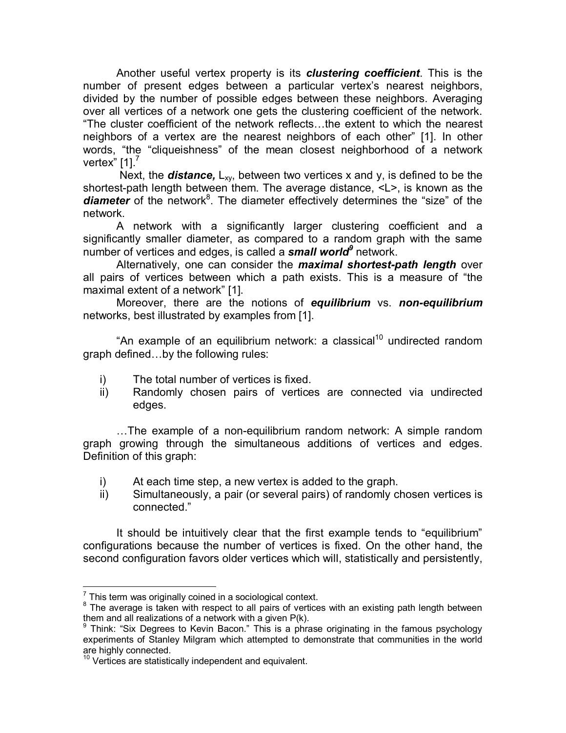Another useful vertex property is its ***clustering coefficient***. This is the number of present edges between a particular vertex's nearest neighbors, divided by the number of possible edges between these neighbors. Averaging over all vertices of a network one gets the clustering coefficient of the network. "The cluster coefficient of the network reflects…the extent to which the nearest neighbors of a vertex are the nearest neighbors of each other" [1]. In other words, "the "cliqueishness" of the mean closest neighborhood of a network vertex" [1].[7]

Next, the ***distance,*** $L_{xy}$, between two vertices x and y, is defined to be the shortest-path length between them. The average distance, <L>, is known as the ***diameter*** of the network[8]. The diameter effectively determines the "size" of the network.

A network with a significantly larger clustering coefficient and a significantly smaller diameter, as compared to a random graph with the same number of vertices and edges, is called a ***small world***[9] network.

Alternatively, one can consider the ***maximal shortest-path length*** over all pairs of vertices between which a path exists. This is a measure of "the maximal extent of a network" [1].

Moreover, there are the notions of ***equilibrium*** vs. ***non-equilibrium*** networks, best illustrated by examples from [1].

"An example of an equilibrium network: a classical[10] undirected random graph defined…by the following rules:

i) The total number of vertices is fixed.
ii) Randomly chosen pairs of vertices are connected via undirected edges.

…The example of a non-equilibrium random network: A simple random graph growing through the simultaneous additions of vertices and edges. Definition of this graph:

i) At each time step, a new vertex is added to the graph.
ii) Simultaneously, a pair (or several pairs) of randomly chosen vertices is connected."

It should be intuitively clear that the first example tends to "equilibrium" configurations because the number of vertices is fixed. On the other hand, the second configuration favors older vertices which will, statistically and persistently,

---

[7] This term was originally coined in a sociological context.

[8] The average is taken with respect to all pairs of vertices with an existing path length between them and all realizations of a network with a given P(k).

[9] Think: "Six Degrees to Kevin Bacon." This is a phrase originating in the famous psychology experiments of Stanley Milgram which attempted to demonstrate that communities in the world are highly connected.

[10] Vertices are statistically independent and equivalent.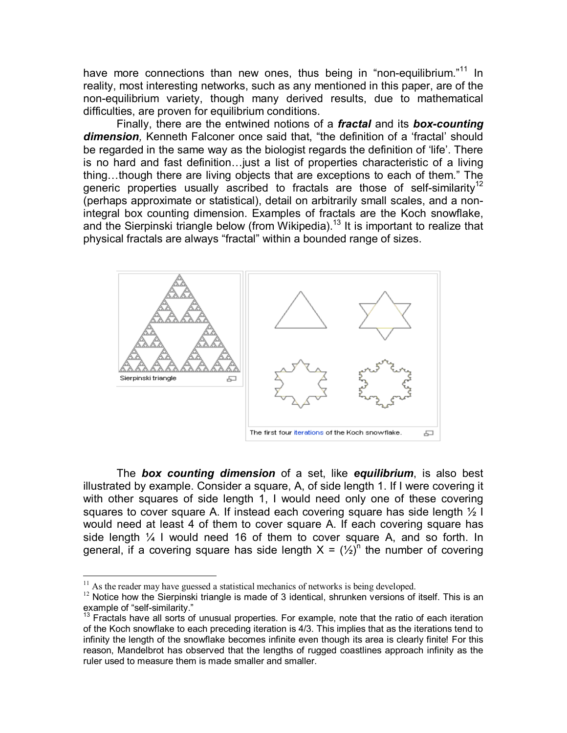have more connections than new ones, thus being in "non-equilibrium."[11] In reality, most interesting networks, such as any mentioned in this paper, are of the non-equilibrium variety, though many derived results, due to mathematical difficulties, are proven for equilibrium conditions.

Finally, there are the entwined notions of a ***fractal*** and its ***box-counting dimension***, Kenneth Falconer once said that, "the definition of a 'fractal' should be regarded in the same way as the biologist regards the definition of 'life'. There is no hard and fast definition…just a list of properties characteristic of a living thing…though there are living objects that are exceptions to each of them." The generic properties usually ascribed to fractals are those of self-similarity[12] (perhaps approximate or statistical), detail on arbitrarily small scales, and a non-integral box counting dimension. Examples of fractals are the Koch snowflake, and the Sierpinski triangle below (from Wikipedia).[13] It is important to realize that physical fractals are always "fractal" within a bounded range of sizes.

Sierpinski triangle

The first four iterations of the Koch snowflake.

The ***box counting dimension*** of a set, like ***equilibrium***, is also best illustrated by example. Consider a square, A, of side length 1. If I were covering it with other squares of side length 1, I would need only one of these covering squares to cover square A. If instead each covering square has side length ½ I would need at least 4 of them to cover square A. If each covering square has side length ¼ I would need 16 of them to cover square A, and so forth. In general, if a covering square has side length $X = (½)^n$ the number of covering

---

[11] As the reader may have guessed a statistical mechanics of networks is being developed.

[12] Notice how the Sierpinski triangle is made of 3 identical, shrunken versions of itself. This is an example of "self-similarity."

[13] Fractals have all sorts of unusual properties. For example, note that the ratio of each iteration of the Koch snowflake to each preceding iteration is 4/3. This implies that as the iterations tend to infinity the length of the snowflake becomes infinite even though its area is clearly finite! For this reason, Mandelbrot has observed that the lengths of rugged coastlines approach infinity as the ruler used to measure them is made smaller and smaller.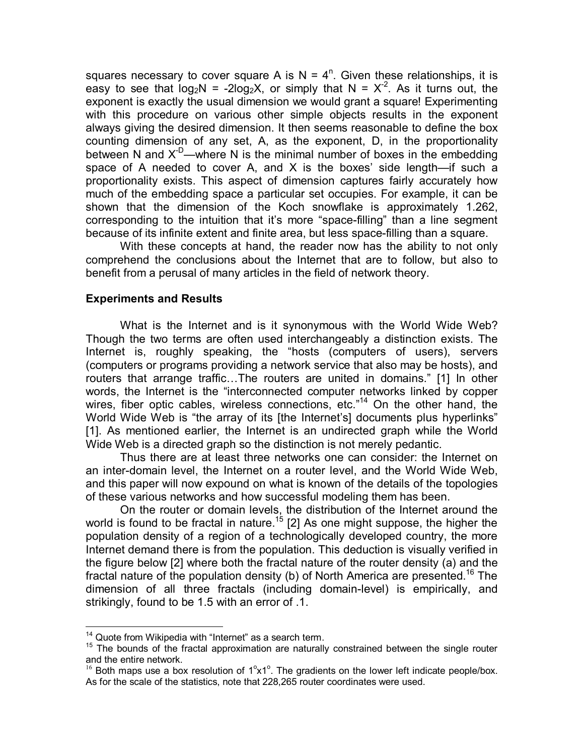squares necessary to cover square A is $N = 4^n$. Given these relationships, it is easy to see that $\log_2 N = -2\log_2 X$, or simply that $N = X^{-2}$. As it turns out, the exponent is exactly the usual dimension we would grant a square! Experimenting with this procedure on various other simple objects results in the exponent always giving the desired dimension. It then seems reasonable to define the box counting dimension of any set, A, as the exponent, D, in the proportionality between N and $X^{-D}$—where N is the minimal number of boxes in the embedding space of A needed to cover A, and X is the boxes' side length—if such a proportionality exists. This aspect of dimension captures fairly accurately how much of the embedding space a particular set occupies. For example, it can be shown that the dimension of the Koch snowflake is approximately 1.262, corresponding to the intuition that it's more "space-filling" than a line segment because of its infinite extent and finite area, but less space-filling than a square.

With these concepts at hand, the reader now has the ability to not only comprehend the conclusions about the Internet that are to follow, but also to benefit from a perusal of many articles in the field of network theory.

## Experiments and Results

What is the Internet and is it synonymous with the World Wide Web? Though the two terms are often used interchangeably a distinction exists. The Internet is, roughly speaking, the "hosts (computers of users), servers (computers or programs providing a network service that also may be hosts), and routers that arrange traffic…The routers are united in domains." [1] In other words, the Internet is the "interconnected computer networks linked by copper wires, fiber optic cables, wireless connections, etc."[14] On the other hand, the World Wide Web is "the array of its [the Internet's] documents plus hyperlinks" [1]. As mentioned earlier, the Internet is an undirected graph while the World Wide Web is a directed graph so the distinction is not merely pedantic.

Thus there are at least three networks one can consider: the Internet on an inter-domain level, the Internet on a router level, and the World Wide Web, and this paper will now expound on what is known of the details of the topologies of these various networks and how successful modeling them has been.

On the router or domain levels, the distribution of the Internet around the world is found to be fractal in nature.[15] [2] As one might suppose, the higher the population density of a region of a technologically developed country, the more Internet demand there is from the population. This deduction is visually verified in the figure below [2] where both the fractal nature of the router density (a) and the fractal nature of the population density (b) of North America are presented.[16] The dimension of all three fractals (including domain-level) is empirically, and strikingly, found to be 1.5 with an error of .1.

---

[14] Quote from Wikipedia with "Internet" as a search term.

[15] The bounds of the fractal approximation are naturally constrained between the single router and the entire network.

[16] Both maps use a box resolution of $1^{\circ}\text{x}1^{\circ}$. The gradients on the lower left indicate people/box. As for the scale of the statistics, note that 228,265 router coordinates were used.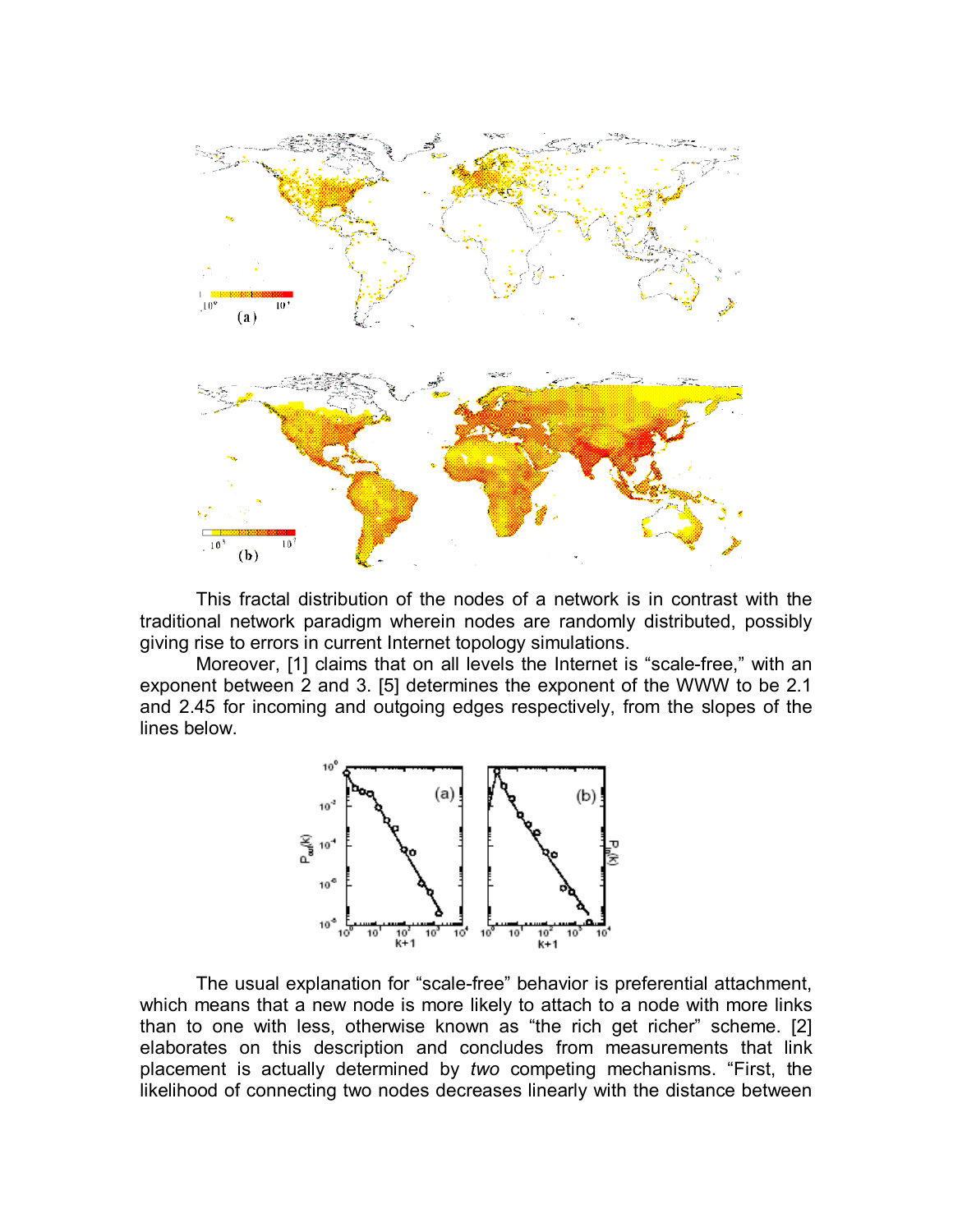This fractal distribution of the nodes of a network is in contrast with the traditional network paradigm wherein nodes are randomly distributed, possibly giving rise to errors in current Internet topology simulations.

Moreover, [1] claims that on all levels the Internet is "scale-free," with an exponent between 2 and 3. [5] determines the exponent of the WWW to be 2.1 and 2.45 for incoming and outgoing edges respectively, from the slopes of the lines below.

The usual explanation for "scale-free" behavior is preferential attachment, which means that a new node is more likely to attach to a node with more links than to one with less, otherwise known as "the rich get richer" scheme. [2] elaborates on this description and concludes from measurements that link placement is actually determined by *two* competing mechanisms. "First, the likelihood of connecting two nodes decreases linearly with the distance between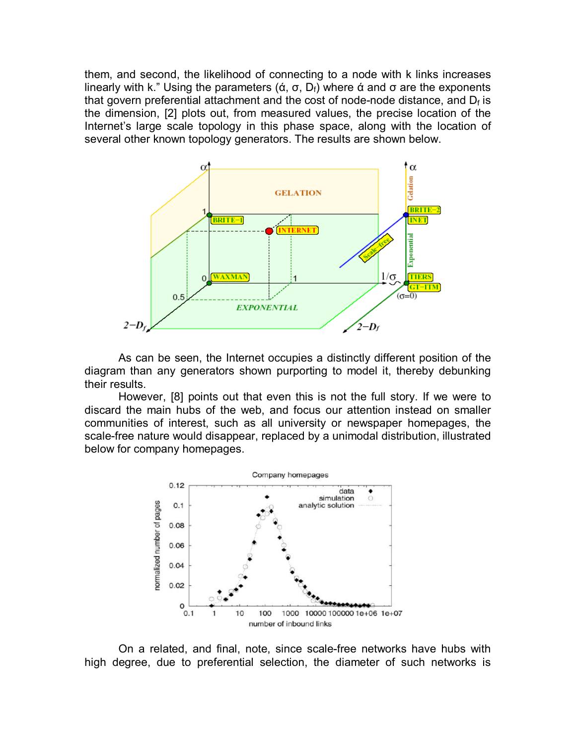them, and second, the likelihood of connecting to a node with k links increases linearly with k." Using the parameters (ά, σ, $D_f$) where ά and σ are the exponents that govern preferential attachment and the cost of node-node distance, and $D_f$ is the dimension, [2] plots out, from measured values, the precise location of the Internet's large scale topology in this phase space, along with the location of several other known topology generators. The results are shown below.

As can be seen, the Internet occupies a distinctly different position of the diagram than any generators shown purporting to model it, thereby debunking their results.

However, [8] points out that even this is not the full story. If we were to discard the main hubs of the web, and focus our attention instead on smaller communities of interest, such as all university or newspaper homepages, the scale-free nature would disappear, replaced by a unimodal distribution, illustrated below for company homepages.

On a related, and final, note, since scale-free networks have hubs with high degree, due to preferential selection, the diameter of such networks is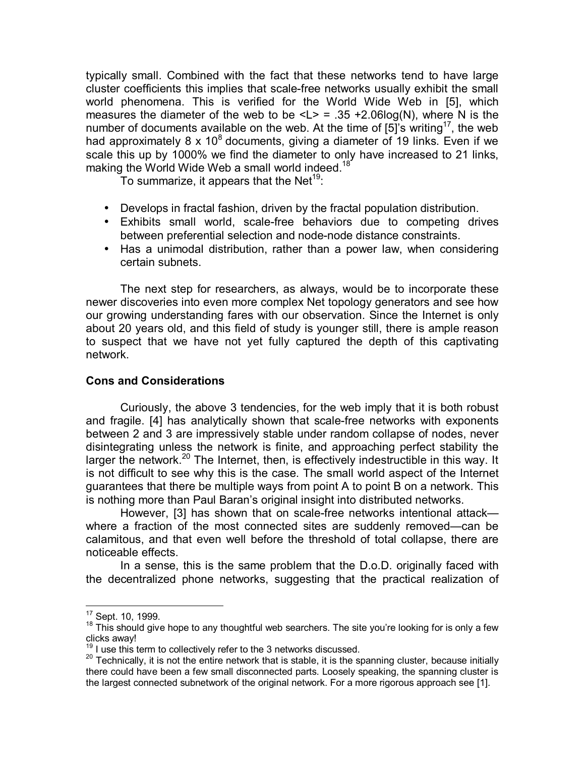typically small. Combined with the fact that these networks tend to have large cluster coefficients this implies that scale-free networks usually exhibit the small world phenomena. This is verified for the World Wide Web in [5], which measures the diameter of the web to be $\langle L \rangle = .35 + 2.06\log(N)$, where N is the number of documents available on the web. At the time of [5]'s writing[17], the web had approximately $8 \times 10^8$ documents, giving a diameter of 19 links. Even if we scale this up by 1000% we find the diameter to only have increased to 21 links, making the World Wide Web a small world indeed.[18]

To summarize, it appears that the Net[19]:

- Develops in fractal fashion, driven by the fractal population distribution.
- Exhibits small world, scale-free behaviors due to competing drives between preferential selection and node-node distance constraints.
- Has a unimodal distribution, rather than a power law, when considering certain subnets.

The next step for researchers, as always, would be to incorporate these newer discoveries into even more complex Net topology generators and see how our growing understanding fares with our observation. Since the Internet is only about 20 years old, and this field of study is younger still, there is ample reason to suspect that we have not yet fully captured the depth of this captivating network.

**Cons and Considerations**

Curiously, the above 3 tendencies, for the web imply that it is both robust and fragile. [4] has analytically shown that scale-free networks with exponents between 2 and 3 are impressively stable under random collapse of nodes, never disintegrating unless the network is finite, and approaching perfect stability the larger the network.[20] The Internet, then, is effectively indestructible in this way. It is not difficult to see why this is the case. The small world aspect of the Internet guarantees that there be multiple ways from point A to point B on a network. This is nothing more than Paul Baran's original insight into distributed networks.

However, [3] has shown that on scale-free networks intentional attack—where a fraction of the most connected sites are suddenly removed—can be calamitous, and that even well before the threshold of total collapse, there are noticeable effects.

In a sense, this is the same problem that the D.o.D. originally faced with the decentralized phone networks, suggesting that the practical realization of

---

[17] Sept. 10, 1999.

[18] This should give hope to any thoughtful web searchers. The site you're looking for is only a few clicks away!

[19] I use this term to collectively refer to the 3 networks discussed.

[20] Technically, it is not the entire network that is stable, it is the spanning cluster, because initially there could have been a few small disconnected parts. Loosely speaking, the spanning cluster is the largest connected subnetwork of the original network. For a more rigorous approach see [1].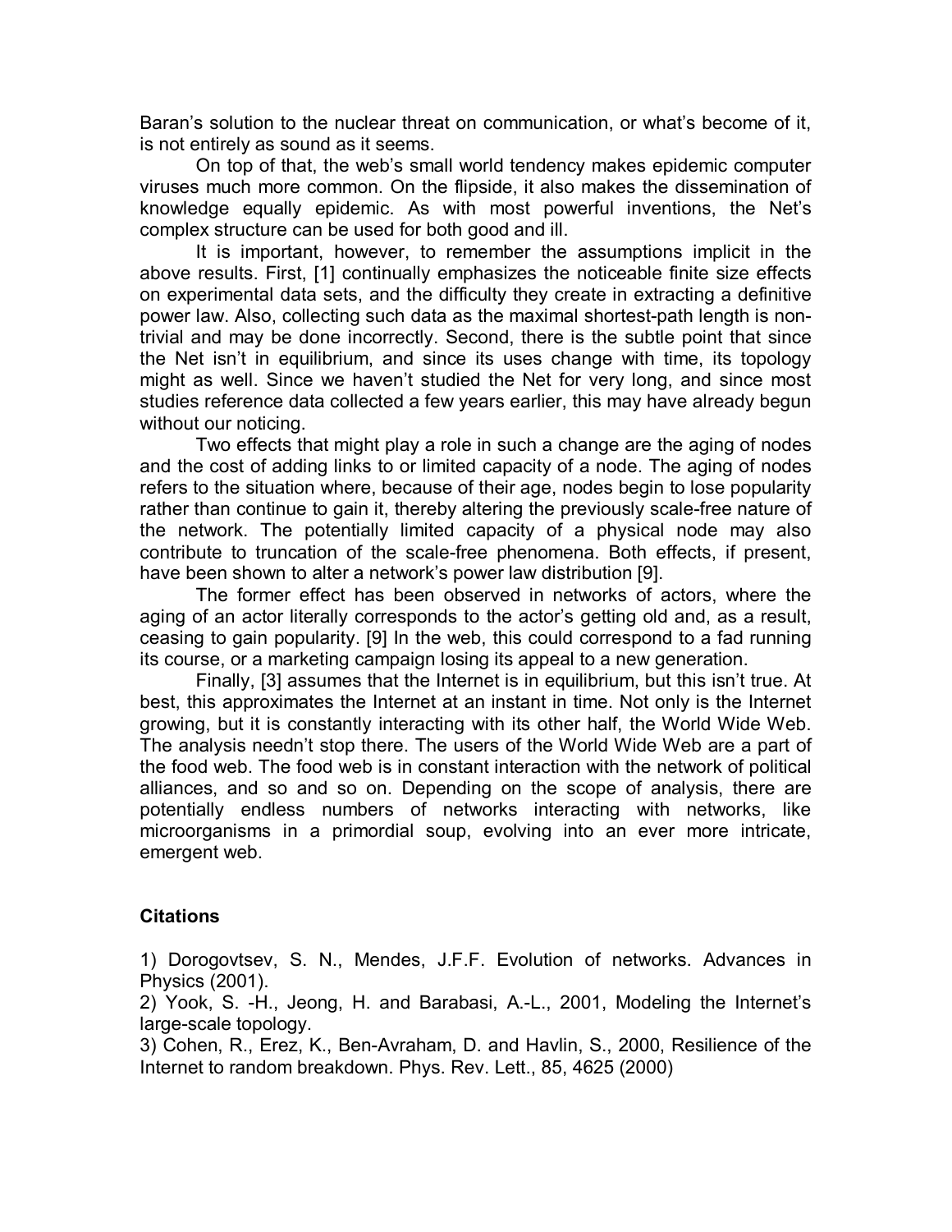Baran's solution to the nuclear threat on communication, or what's become of it, is not entirely as sound as it seems.

On top of that, the web's small world tendency makes epidemic computer viruses much more common. On the flipside, it also makes the dissemination of knowledge equally epidemic. As with most powerful inventions, the Net's complex structure can be used for both good and ill.

It is important, however, to remember the assumptions implicit in the above results. First, [1] continually emphasizes the noticeable finite size effects on experimental data sets, and the difficulty they create in extracting a definitive power law. Also, collecting such data as the maximal shortest-path length is non-trivial and may be done incorrectly. Second, there is the subtle point that since the Net isn't in equilibrium, and since its uses change with time, its topology might as well. Since we haven't studied the Net for very long, and since most studies reference data collected a few years earlier, this may have already begun without our noticing.

Two effects that might play a role in such a change are the aging of nodes and the cost of adding links to or limited capacity of a node. The aging of nodes refers to the situation where, because of their age, nodes begin to lose popularity rather than continue to gain it, thereby altering the previously scale-free nature of the network. The potentially limited capacity of a physical node may also contribute to truncation of the scale-free phenomena. Both effects, if present, have been shown to alter a network's power law distribution [9].

The former effect has been observed in networks of actors, where the aging of an actor literally corresponds to the actor's getting old and, as a result, ceasing to gain popularity. [9] In the web, this could correspond to a fad running its course, or a marketing campaign losing its appeal to a new generation.

Finally, [3] assumes that the Internet is in equilibrium, but this isn't true. At best, this approximates the Internet at an instant in time. Not only is the Internet growing, but it is constantly interacting with its other half, the World Wide Web. The analysis needn't stop there. The users of the World Wide Web are a part of the food web. The food web is in constant interaction with the network of political alliances, and so and so on. Depending on the scope of analysis, there are potentially endless numbers of networks interacting with networks, like microorganisms in a primordial soup, evolving into an ever more intricate, emergent web.

### Citations

1) Dorogovtsev, S. N., Mendes, J.F.F. Evolution of networks. Advances in Physics (2001).
2) Yook, S. -H., Jeong, H. and Barabasi, A.-L., 2001, Modeling the Internet's large-scale topology.
3) Cohen, R., Erez, K., Ben-Avraham, D. and Havlin, S., 2000, Resilience of the Internet to random breakdown. Phys. Rev. Lett., 85, 4625 (2000)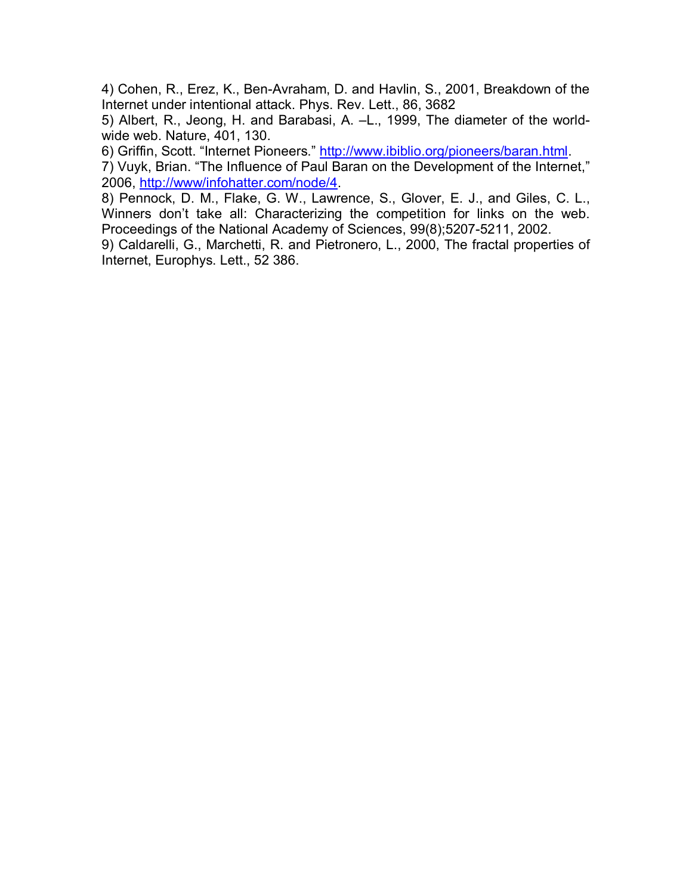4) Cohen, R., Erez, K., Ben-Avraham, D. and Havlin, S., 2001, Breakdown of the Internet under intentional attack. Phys. Rev. Lett., 86, 3682

5) Albert, R., Jeong, H. and Barabasi, A. –L., 1999, The diameter of the world-wide web. Nature, 401, 130.

6) Griffin, Scott. “Internet Pioneers.” http://www.ibiblio.org/pioneers/baran.html.

7) Vuyk, Brian. “The Influence of Paul Baran on the Development of the Internet,” 2006, http://www/infohatter.com/node/4.

8) Pennock, D. M., Flake, G. W., Lawrence, S., Glover, E. J., and Giles, C. L., Winners don’t take all: Characterizing the competition for links on the web. Proceedings of the National Academy of Sciences, 99(8);5207-5211, 2002.

9) Caldarelli, G., Marchetti, R. and Pietronero, L., 2000, The fractal properties of Internet, Europhys. Lett., 52 386.